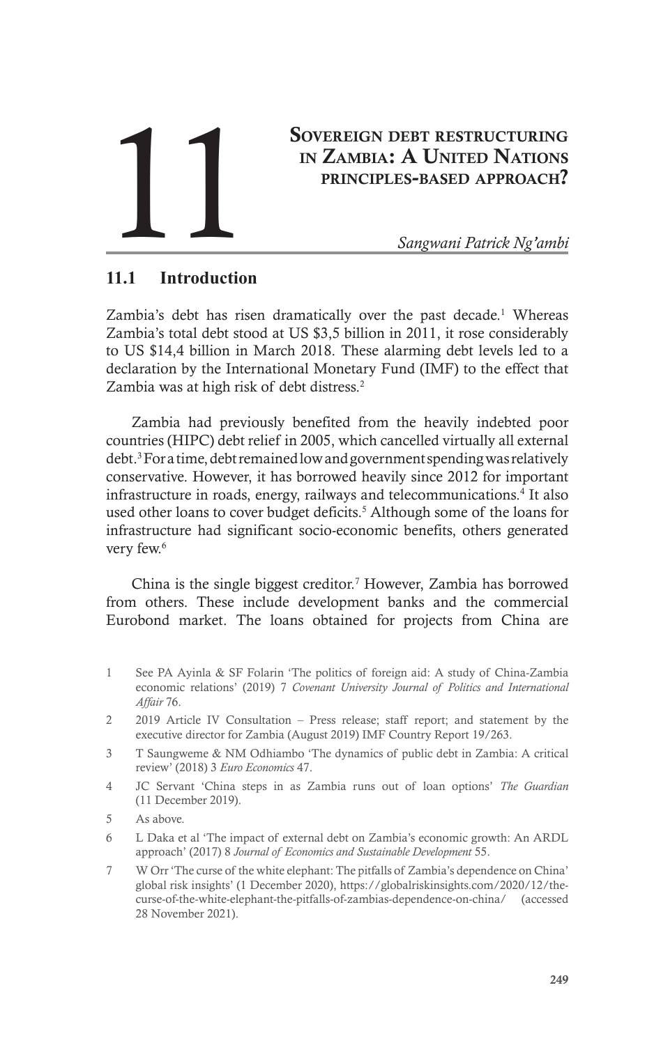# 11 Sovereign debt restructuring in Zambia: A United Nations principles-based approach?

*Sangwani Patrick Ng'ambi*

## 11.1 Introduction

Zambia's debt has risen dramatically over the past decade.[1] Whereas Zambia's total debt stood at US $3,5 billion in 2011, it rose considerably to US $14,4 billion in March 2018. These alarming debt levels led to a declaration by the International Monetary Fund (IMF) to the effect that Zambia was at high risk of debt distress.[2]

Zambia had previously benefited from the heavily indebted poor countries (HIPC) debt relief in 2005, which cancelled virtually all external debt.[3] For a time, debt remained low and government spending was relatively conservative. However, it has borrowed heavily since 2012 for important infrastructure in roads, energy, railways and telecommunications.[4] It also used other loans to cover budget deficits.[5] Although some of the loans for infrastructure had significant socio-economic benefits, others generated very few.[6]

China is the single biggest creditor.[7] However, Zambia has borrowed from others. These include development banks and the commercial Eurobond market. The loans obtained for projects from China are

---

1 See PA Ayinla & SF Folarin 'The politics of foreign aid: A study of China-Zambia economic relations' (2019) 7 *Covenant University Journal of Politics and International Affair* 76.

2 2019 Article IV Consultation – Press release; staff report; and statement by the executive director for Zambia (August 2019) IMF Country Report 19/263.

3 T Saungweme & NM Odhiambo 'The dynamics of public debt in Zambia: A critical review' (2018) 3 *Euro Economics* 47.

4 JC Servant 'China steps in as Zambia runs out of loan options' *The Guardian* (11 December 2019).

5 As above.

6 L Daka et al 'The impact of external debt on Zambia's economic growth: An ARDL approach' (2017) 8 *Journal of Economics and Sustainable Development* 55.

7 W Orr 'The curse of the white elephant: The pitfalls of Zambia's dependence on China' global risk insights' (1 December 2020), https://globalriskinsights.com/2020/12/the-curse-of-the-white-elephant-the-pitfalls-of-zambias-dependence-on-china/ (accessed 28 November 2021).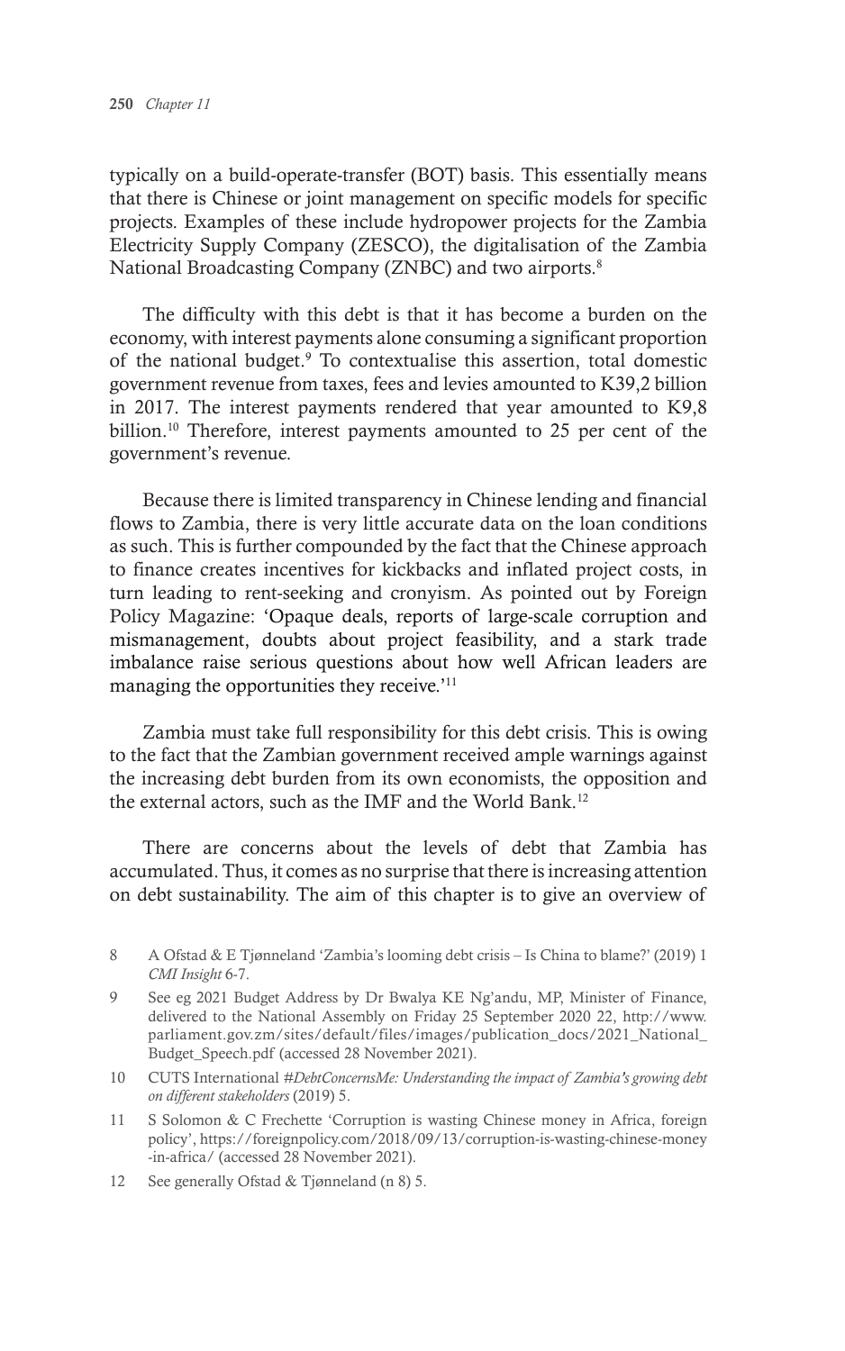typically on a build-operate-transfer (BOT) basis. This essentially means that there is Chinese or joint management on specific models for specific projects. Examples of these include hydropower projects for the Zambia Electricity Supply Company (ZESCO), the digitalisation of the Zambia National Broadcasting Company (ZNBC) and two airports.[8]

The difficulty with this debt is that it has become a burden on the economy, with interest payments alone consuming a significant proportion of the national budget.[9] To contextualise this assertion, total domestic government revenue from taxes, fees and levies amounted to K39,2 billion in 2017. The interest payments rendered that year amounted to K9,8 billion.[10] Therefore, interest payments amounted to 25 per cent of the government's revenue.

Because there is limited transparency in Chinese lending and financial flows to Zambia, there is very little accurate data on the loan conditions as such. This is further compounded by the fact that the Chinese approach to finance creates incentives for kickbacks and inflated project costs, in turn leading to rent-seeking and cronyism. As pointed out by Foreign Policy Magazine: 'Opaque deals, reports of large-scale corruption and mismanagement, doubts about project feasibility, and a stark trade imbalance raise serious questions about how well African leaders are managing the opportunities they receive.'[11]

Zambia must take full responsibility for this debt crisis. This is owing to the fact that the Zambian government received ample warnings against the increasing debt burden from its own economists, the opposition and the external actors, such as the IMF and the World Bank.[12]

There are concerns about the levels of debt that Zambia has accumulated. Thus, it comes as no surprise that there is increasing attention on debt sustainability. The aim of this chapter is to give an overview of

---

8 A Ofstad & E Tjønneland 'Zambia's looming debt crisis – Is China to blame?' (2019) 1 *CMI Insight* 6-7.

9 See eg 2021 Budget Address by Dr Bwalya KE Ng'andu, MP, Minister of Finance, delivered to the National Assembly on Friday 25 September 2020 22, http://www.parliament.gov.zm/sites/default/files/images/publication_docs/2021_National_Budget_Speech.pdf (accessed 28 November 2021).

10 CUTS International *#DebtConcernsMe: Understanding the impact of Zambia's growing debt on different stakeholders* (2019) 5.

11 S Solomon & C Frechette 'Corruption is wasting Chinese money in Africa, foreign policy', https://foreignpolicy.com/2018/09/13/corruption-is-wasting-chinese-money-in-africa/ (accessed 28 November 2021).

12 See generally Ofstad & Tjønneland (n 8) 5.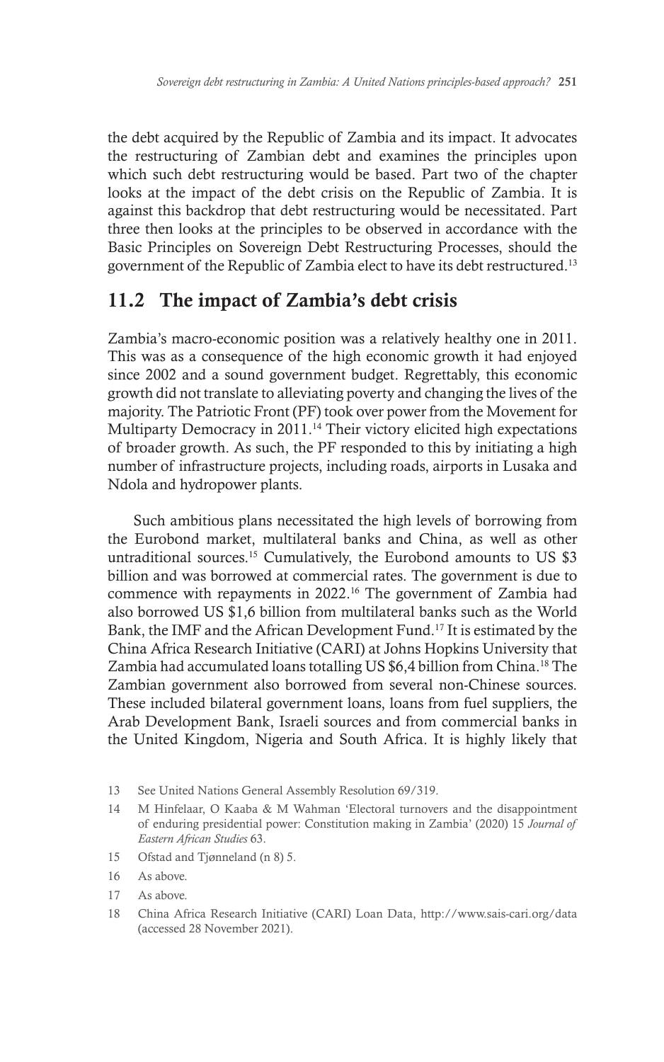the debt acquired by the Republic of Zambia and its impact. It advocates the restructuring of Zambian debt and examines the principles upon which such debt restructuring would be based. Part two of the chapter looks at the impact of the debt crisis on the Republic of Zambia. It is against this backdrop that debt restructuring would be necessitated. Part three then looks at the principles to be observed in accordance with the Basic Principles on Sovereign Debt Restructuring Processes, should the government of the Republic of Zambia elect to have its debt restructured.[13]

## 11.2 The impact of Zambia's debt crisis

Zambia's macro-economic position was a relatively healthy one in 2011. This was as a consequence of the high economic growth it had enjoyed since 2002 and a sound government budget. Regrettably, this economic growth did not translate to alleviating poverty and changing the lives of the majority. The Patriotic Front (PF) took over power from the Movement for Multiparty Democracy in 2011.[14] Their victory elicited high expectations of broader growth. As such, the PF responded to this by initiating a high number of infrastructure projects, including roads, airports in Lusaka and Ndola and hydropower plants.

Such ambitious plans necessitated the high levels of borrowing from the Eurobond market, multilateral banks and China, as well as other untraditional sources.[15] Cumulatively, the Eurobond amounts to US $3 billion and was borrowed at commercial rates. The government is due to commence with repayments in 2022.[16] The government of Zambia had also borrowed US $1,6 billion from multilateral banks such as the World Bank, the IMF and the African Development Fund.[17] It is estimated by the China Africa Research Initiative (CARI) at Johns Hopkins University that Zambia had accumulated loans totalling US $6,4 billion from China.[18] The Zambian government also borrowed from several non-Chinese sources. These included bilateral government loans, loans from fuel suppliers, the Arab Development Bank, Israeli sources and from commercial banks in the United Kingdom, Nigeria and South Africa. It is highly likely that

---

13 See United Nations General Assembly Resolution 69/319.

14 M Hinfelaar, O Kaaba & M Wahman 'Electoral turnovers and the disappointment of enduring presidential power: Constitution making in Zambia' (2020) 15 *Journal of Eastern African Studies* 63.

15 Ofstad and Tjønneland (n 8) 5.

16 As above.

17 As above.

18 China Africa Research Initiative (CARI) Loan Data, http://www.sais-cari.org/data (accessed 28 November 2021).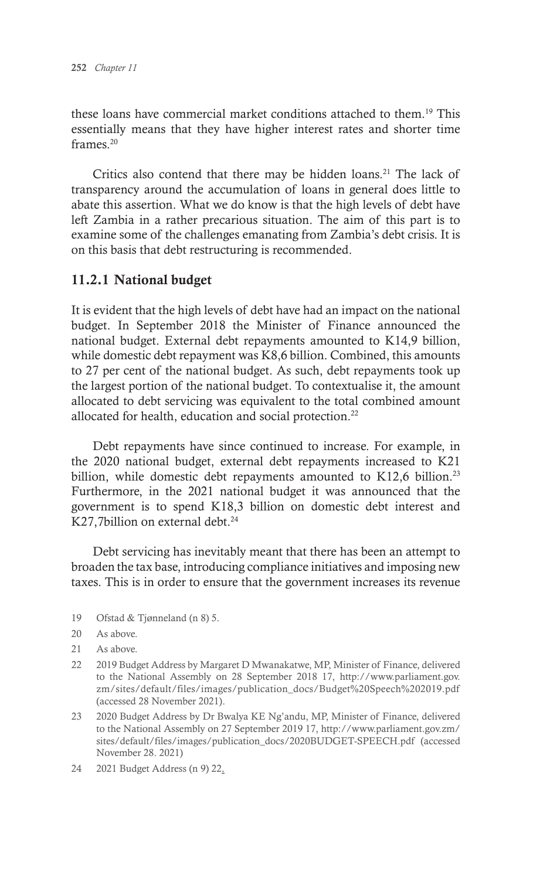these loans have commercial market conditions attached to them.[19] This essentially means that they have higher interest rates and shorter time frames.[20]

Critics also contend that there may be hidden loans.[21] The lack of transparency around the accumulation of loans in general does little to abate this assertion. What we do know is that the high levels of debt have left Zambia in a rather precarious situation. The aim of this part is to examine some of the challenges emanating from Zambia's debt crisis. It is on this basis that debt restructuring is recommended.

### 11.2.1 National budget

It is evident that the high levels of debt have had an impact on the national budget. In September 2018 the Minister of Finance announced the national budget. External debt repayments amounted to K14,9 billion, while domestic debt repayment was K8,6 billion. Combined, this amounts to 27 per cent of the national budget. As such, debt repayments took up the largest portion of the national budget. To contextualise it, the amount allocated to debt servicing was equivalent to the total combined amount allocated for health, education and social protection.[22]

Debt repayments have since continued to increase. For example, in the 2020 national budget, external debt repayments increased to K21 billion, while domestic debt repayments amounted to K12,6 billion.[23] Furthermore, in the 2021 national budget it was announced that the government is to spend K18,3 billion on domestic debt interest and K27,7billion on external debt.[24]

Debt servicing has inevitably meant that there has been an attempt to broaden the tax base, introducing compliance initiatives and imposing new taxes. This is in order to ensure that the government increases its revenue

19 Ofstad & Tjønneland (n 8) 5.

20 As above.

21 As above.

22 2019 Budget Address by Margaret D Mwanakatwe, MP, Minister of Finance, delivered to the National Assembly on 28 September 2018 17, http://www.parliament.gov.zm/sites/default/files/images/publication_docs/Budget%20Speech%202019.pdf (accessed 28 November 2021).

23 2020 Budget Address by Dr Bwalya KE Ng'andu, MP, Minister of Finance, delivered to the National Assembly on 27 September 2019 17, http://www.parliament.gov.zm/sites/default/files/images/publication_docs/2020BUDGET-SPEECH.pdf (accessed November 28. 2021)

24 2021 Budget Address (n 9) 22.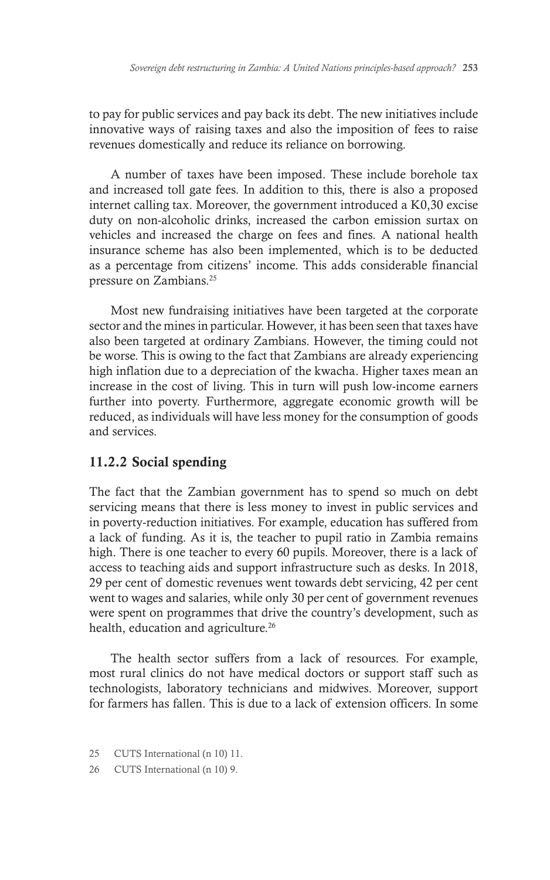to pay for public services and pay back its debt. The new initiatives include innovative ways of raising taxes and also the imposition of fees to raise revenues domestically and reduce its reliance on borrowing.

A number of taxes have been imposed. These include borehole tax and increased toll gate fees. In addition to this, there is also a proposed internet calling tax. Moreover, the government introduced a K0,30 excise duty on non-alcoholic drinks, increased the carbon emission surtax on vehicles and increased the charge on fees and fines. A national health insurance scheme has also been implemented, which is to be deducted as a percentage from citizens' income. This adds considerable financial pressure on Zambians.[25]

Most new fundraising initiatives have been targeted at the corporate sector and the mines in particular. However, it has been seen that taxes have also been targeted at ordinary Zambians. However, the timing could not be worse. This is owing to the fact that Zambians are already experiencing high inflation due to a depreciation of the kwacha. Higher taxes mean an increase in the cost of living. This in turn will push low-income earners further into poverty. Furthermore, aggregate economic growth will be reduced, as individuals will have less money for the consumption of goods and services.

### 11.2.2 Social spending

The fact that the Zambian government has to spend so much on debt servicing means that there is less money to invest in public services and in poverty-reduction initiatives. For example, education has suffered from a lack of funding. As it is, the teacher to pupil ratio in Zambia remains high. There is one teacher to every 60 pupils. Moreover, there is a lack of access to teaching aids and support infrastructure such as desks. In 2018, 29 per cent of domestic revenues went towards debt servicing, 42 per cent went to wages and salaries, while only 30 per cent of government revenues were spent on programmes that drive the country's development, such as health, education and agriculture.[26]

The health sector suffers from a lack of resources. For example, most rural clinics do not have medical doctors or support staff such as technologists, laboratory technicians and midwives. Moreover, support for farmers has fallen. This is due to a lack of extension officers. In some

25 CUTS International (n 10) 11.

26 CUTS International (n 10) 9.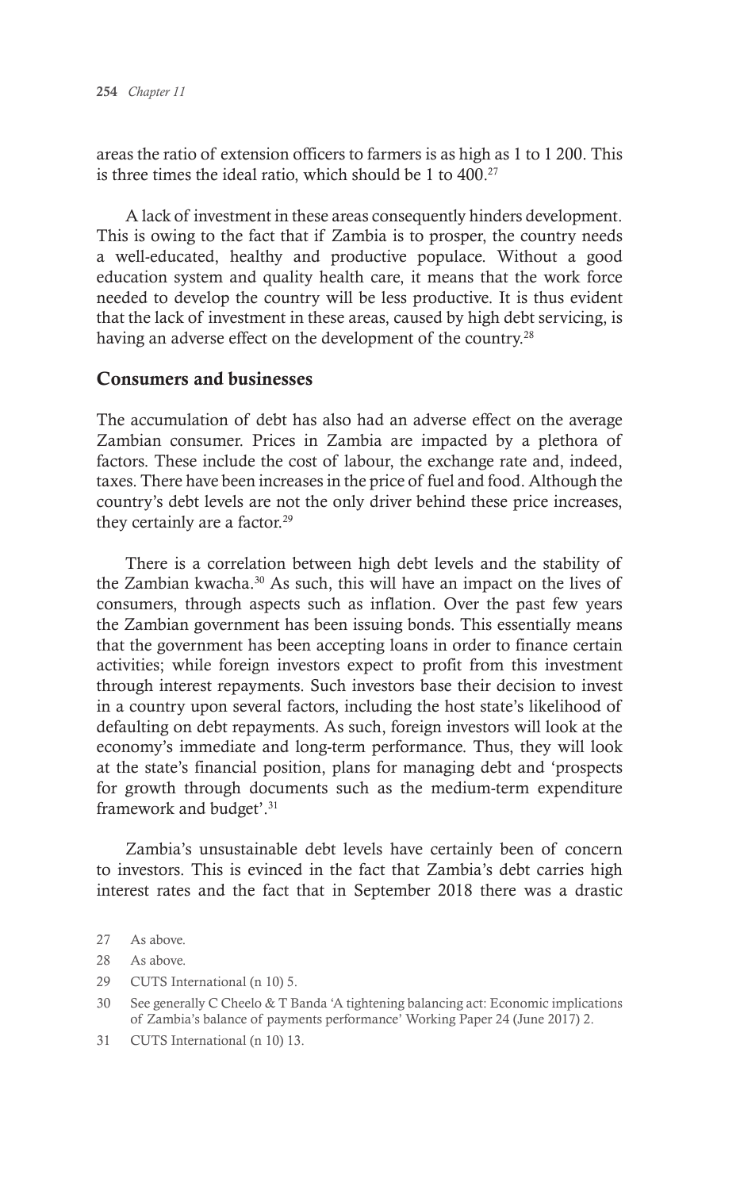areas the ratio of extension officers to farmers is as high as 1 to 1 200. This is three times the ideal ratio, which should be 1 to 400.[27]

A lack of investment in these areas consequently hinders development. This is owing to the fact that if Zambia is to prosper, the country needs a well-educated, healthy and productive populace. Without a good education system and quality health care, it means that the work force needed to develop the country will be less productive. It is thus evident that the lack of investment in these areas, caused by high debt servicing, is having an adverse effect on the development of the country.[28]

## Consumers and businesses

The accumulation of debt has also had an adverse effect on the average Zambian consumer. Prices in Zambia are impacted by a plethora of factors. These include the cost of labour, the exchange rate and, indeed, taxes. There have been increases in the price of fuel and food. Although the country's debt levels are not the only driver behind these price increases, they certainly are a factor.[29]

There is a correlation between high debt levels and the stability of the Zambian kwacha.[30] As such, this will have an impact on the lives of consumers, through aspects such as inflation. Over the past few years the Zambian government has been issuing bonds. This essentially means that the government has been accepting loans in order to finance certain activities; while foreign investors expect to profit from this investment through interest repayments. Such investors base their decision to invest in a country upon several factors, including the host state's likelihood of defaulting on debt repayments. As such, foreign investors will look at the economy's immediate and long-term performance. Thus, they will look at the state's financial position, plans for managing debt and 'prospects for growth through documents such as the medium-term expenditure framework and budget'.[31]

Zambia's unsustainable debt levels have certainly been of concern to investors. This is evinced in the fact that Zambia's debt carries high interest rates and the fact that in September 2018 there was a drastic

27 As above.

28 As above.

29 CUTS International (n 10) 5.

30 See generally C Cheelo & T Banda 'A tightening balancing act: Economic implications of Zambia's balance of payments performance' Working Paper 24 (June 2017) 2.

31 CUTS International (n 10) 13.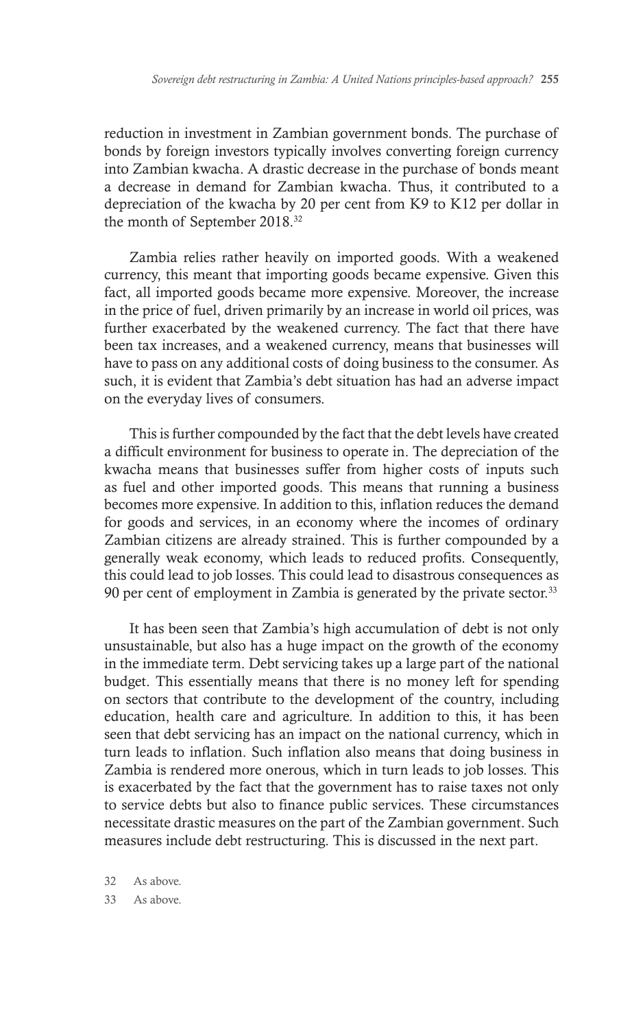reduction in investment in Zambian government bonds. The purchase of bonds by foreign investors typically involves converting foreign currency into Zambian kwacha. A drastic decrease in the purchase of bonds meant a decrease in demand for Zambian kwacha. Thus, it contributed to a depreciation of the kwacha by 20 per cent from K9 to K12 per dollar in the month of September 2018.[32]

Zambia relies rather heavily on imported goods. With a weakened currency, this meant that importing goods became expensive. Given this fact, all imported goods became more expensive. Moreover, the increase in the price of fuel, driven primarily by an increase in world oil prices, was further exacerbated by the weakened currency. The fact that there have been tax increases, and a weakened currency, means that businesses will have to pass on any additional costs of doing business to the consumer. As such, it is evident that Zambia's debt situation has had an adverse impact on the everyday lives of consumers.

This is further compounded by the fact that the debt levels have created a difficult environment for business to operate in. The depreciation of the kwacha means that businesses suffer from higher costs of inputs such as fuel and other imported goods. This means that running a business becomes more expensive. In addition to this, inflation reduces the demand for goods and services, in an economy where the incomes of ordinary Zambian citizens are already strained. This is further compounded by a generally weak economy, which leads to reduced profits. Consequently, this could lead to job losses. This could lead to disastrous consequences as 90 per cent of employment in Zambia is generated by the private sector.[33]

It has been seen that Zambia's high accumulation of debt is not only unsustainable, but also has a huge impact on the growth of the economy in the immediate term. Debt servicing takes up a large part of the national budget. This essentially means that there is no money left for spending on sectors that contribute to the development of the country, including education, health care and agriculture. In addition to this, it has been seen that debt servicing has an impact on the national currency, which in turn leads to inflation. Such inflation also means that doing business in Zambia is rendered more onerous, which in turn leads to job losses. This is exacerbated by the fact that the government has to raise taxes not only to service debts but also to finance public services. These circumstances necessitate drastic measures on the part of the Zambian government. Such measures include debt restructuring. This is discussed in the next part.

32 As above.

33 As above.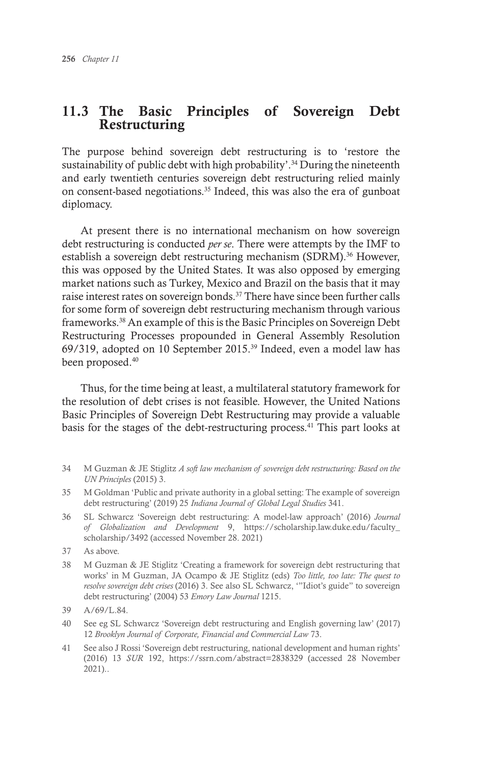## 11.3 The Basic Principles of Sovereign Debt Restructuring

The purpose behind sovereign debt restructuring is to 'restore the sustainability of public debt with high probability'.[34] During the nineteenth and early twentieth centuries sovereign debt restructuring relied mainly on consent-based negotiations.[35] Indeed, this was also the era of gunboat diplomacy.

At present there is no international mechanism on how sovereign debt restructuring is conducted *per se*. There were attempts by the IMF to establish a sovereign debt restructuring mechanism (SDRM).[36] However, this was opposed by the United States. It was also opposed by emerging market nations such as Turkey, Mexico and Brazil on the basis that it may raise interest rates on sovereign bonds.[37] There have since been further calls for some form of sovereign debt restructuring mechanism through various frameworks.[38] An example of this is the Basic Principles on Sovereign Debt Restructuring Processes propounded in General Assembly Resolution 69/319, adopted on 10 September 2015.[39] Indeed, even a model law has been proposed.[40]

Thus, for the time being at least, a multilateral statutory framework for the resolution of debt crises is not feasible. However, the United Nations Basic Principles of Sovereign Debt Restructuring may provide a valuable basis for the stages of the debt-restructuring process.[41] This part looks at

---

34 M Guzman & JE Stiglitz *A soft law mechanism of sovereign debt restructuring: Based on the UN Principles* (2015) 3.

35 M Goldman 'Public and private authority in a global setting: The example of sovereign debt restructuring' (2019) 25 *Indiana Journal of Global Legal Studies* 341.

36 SL Schwarcz 'Sovereign debt restructuring: A model-law approach' (2016) *Journal of Globalization and Development* 9, https://scholarship.law.duke.edu/faculty_scholarship/3492 (accessed November 28. 2021)

37 As above.

38 M Guzman & JE Stiglitz 'Creating a framework for sovereign debt restructuring that works' in M Guzman, JA Ocampo & JE Stiglitz (eds) *Too little, too late: The quest to resolve sovereign debt crises* (2016) 3. See also SL Schwarcz, '"Idiot's guide" to sovereign debt restructuring' (2004) 53 *Emory Law Journal* 1215.

39 A/69/L.84.

40 See eg SL Schwarcz 'Sovereign debt restructuring and English governing law' (2017) 12 *Brooklyn Journal of Corporate, Financial and Commercial Law* 73.

41 See also J Rossi 'Sovereign debt restructuring, national development and human rights' (2016) 13 *SUR* 192, https://ssrn.com/abstract=2838329 (accessed 28 November 2021)..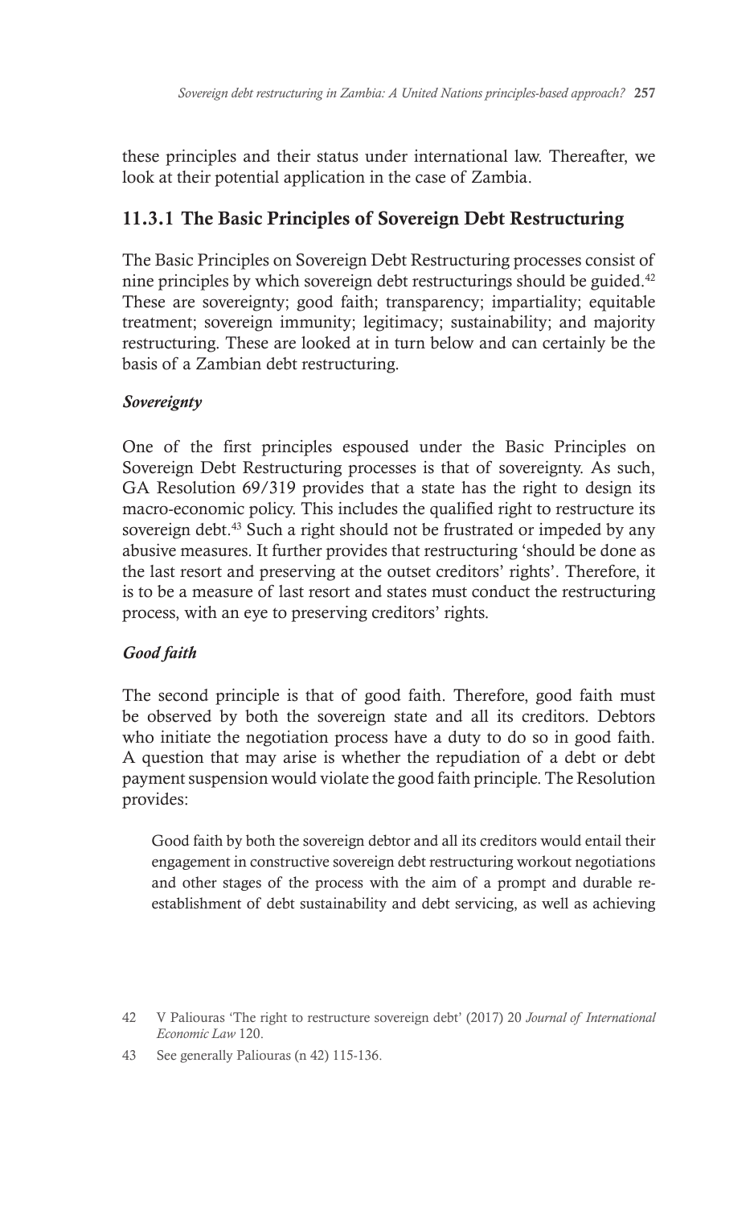these principles and their status under international law. Thereafter, we look at their potential application in the case of Zambia.

### 11.3.1 The Basic Principles of Sovereign Debt Restructuring

The Basic Principles on Sovereign Debt Restructuring processes consist of nine principles by which sovereign debt restructurings should be guided.[42] These are sovereignty; good faith; transparency; impartiality; equitable treatment; sovereign immunity; legitimacy; sustainability; and majority restructuring. These are looked at in turn below and can certainly be the basis of a Zambian debt restructuring.

#### *Sovereignty*

One of the first principles espoused under the Basic Principles on Sovereign Debt Restructuring processes is that of sovereignty. As such, GA Resolution 69/319 provides that a state has the right to design its macro-economic policy. This includes the qualified right to restructure its sovereign debt.[43] Such a right should not be frustrated or impeded by any abusive measures. It further provides that restructuring 'should be done as the last resort and preserving at the outset creditors' rights'. Therefore, it is to be a measure of last resort and states must conduct the restructuring process, with an eye to preserving creditors' rights.

#### *Good faith*

The second principle is that of good faith. Therefore, good faith must be observed by both the sovereign state and all its creditors. Debtors who initiate the negotiation process have a duty to do so in good faith. A question that may arise is whether the repudiation of a debt or debt payment suspension would violate the good faith principle. The Resolution provides:

> Good faith by both the sovereign debtor and all its creditors would entail their engagement in constructive sovereign debt restructuring workout negotiations and other stages of the process with the aim of a prompt and durable re-establishment of debt sustainability and debt servicing, as well as achieving

---

42 V Paliouras 'The right to restructure sovereign debt' (2017) 20 *Journal of International Economic Law* 120.

43 See generally Paliouras (n 42) 115-136.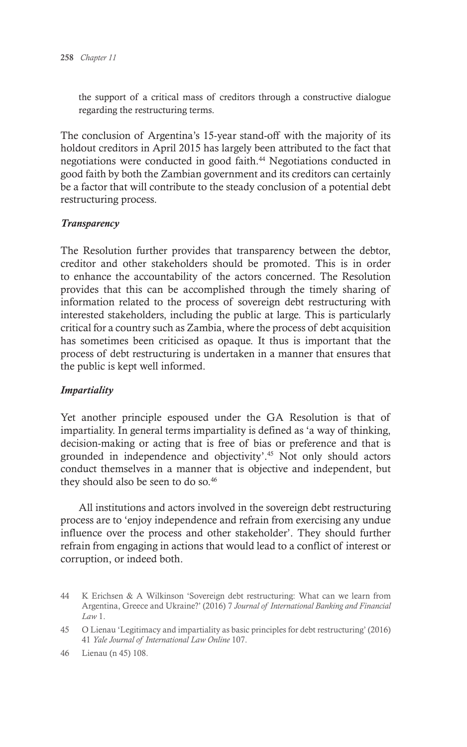the support of a critical mass of creditors through a constructive dialogue regarding the restructuring terms.

The conclusion of Argentina's 15-year stand-off with the majority of its holdout creditors in April 2015 has largely been attributed to the fact that negotiations were conducted in good faith.[44] Negotiations conducted in good faith by both the Zambian government and its creditors can certainly be a factor that will contribute to the steady conclusion of a potential debt restructuring process.

### *Transparency*

The Resolution further provides that transparency between the debtor, creditor and other stakeholders should be promoted. This is in order to enhance the accountability of the actors concerned. The Resolution provides that this can be accomplished through the timely sharing of information related to the process of sovereign debt restructuring with interested stakeholders, including the public at large. This is particularly critical for a country such as Zambia, where the process of debt acquisition has sometimes been criticised as opaque. It thus is important that the process of debt restructuring is undertaken in a manner that ensures that the public is kept well informed.

### *Impartiality*

Yet another principle espoused under the GA Resolution is that of impartiality. In general terms impartiality is defined as 'a way of thinking, decision-making or acting that is free of bias or preference and that is grounded in independence and objectivity'.[45] Not only should actors conduct themselves in a manner that is objective and independent, but they should also be seen to do so.[46]

All institutions and actors involved in the sovereign debt restructuring process are to 'enjoy independence and refrain from exercising any undue influence over the process and other stakeholder'. They should further refrain from engaging in actions that would lead to a conflict of interest or corruption, or indeed both.

---

44 K Erichsen & A Wilkinson 'Sovereign debt restructuring: What can we learn from Argentina, Greece and Ukraine?' (2016) 7 *Journal of International Banking and Financial Law* 1.

45 O Lienau 'Legitimacy and impartiality as basic principles for debt restructuring' (2016) 41 *Yale Journal of International Law Online* 107.

46 Lienau (n 45) 108.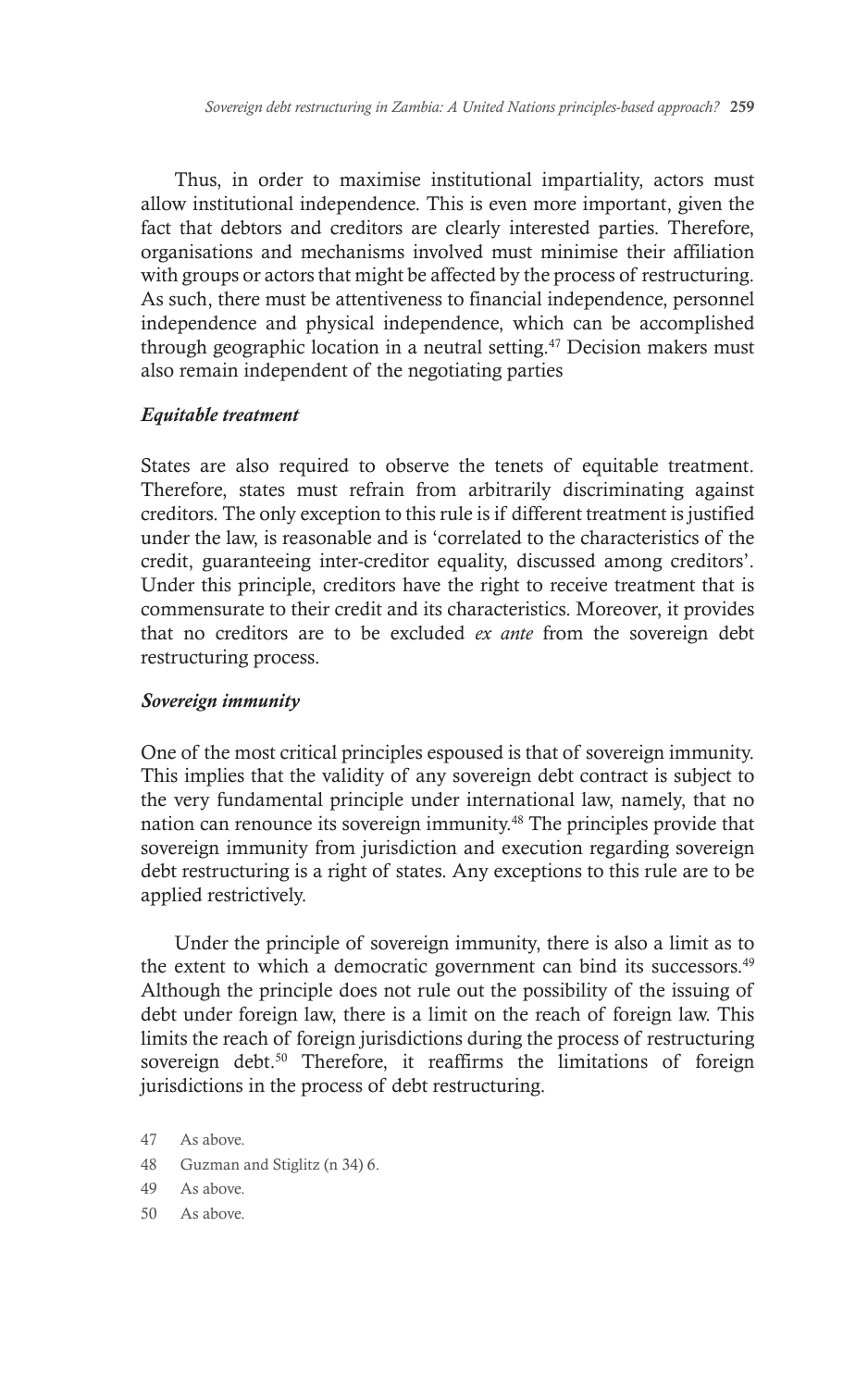Thus, in order to maximise institutional impartiality, actors must allow institutional independence. This is even more important, given the fact that debtors and creditors are clearly interested parties. Therefore, organisations and mechanisms involved must minimise their affiliation with groups or actors that might be affected by the process of restructuring. As such, there must be attentiveness to financial independence, personnel independence and physical independence, which can be accomplished through geographic location in a neutral setting.[47] Decision makers must also remain independent of the negotiating parties

***Equitable treatment***

States are also required to observe the tenets of equitable treatment. Therefore, states must refrain from arbitrarily discriminating against creditors. The only exception to this rule is if different treatment is justified under the law, is reasonable and is 'correlated to the characteristics of the credit, guaranteeing inter-creditor equality, discussed among creditors'. Under this principle, creditors have the right to receive treatment that is commensurate to their credit and its characteristics. Moreover, it provides that no creditors are to be excluded *ex ante* from the sovereign debt restructuring process.

***Sovereign immunity***

One of the most critical principles espoused is that of sovereign immunity. This implies that the validity of any sovereign debt contract is subject to the very fundamental principle under international law, namely, that no nation can renounce its sovereign immunity.[48] The principles provide that sovereign immunity from jurisdiction and execution regarding sovereign debt restructuring is a right of states. Any exceptions to this rule are to be applied restrictively.

Under the principle of sovereign immunity, there is also a limit as to the extent to which a democratic government can bind its successors.[49] Although the principle does not rule out the possibility of the issuing of debt under foreign law, there is a limit on the reach of foreign law. This limits the reach of foreign jurisdictions during the process of restructuring sovereign debt.[50] Therefore, it reaffirms the limitations of foreign jurisdictions in the process of debt restructuring.

47 As above.

48 Guzman and Stiglitz (n 34) 6.

49 As above.

50 As above.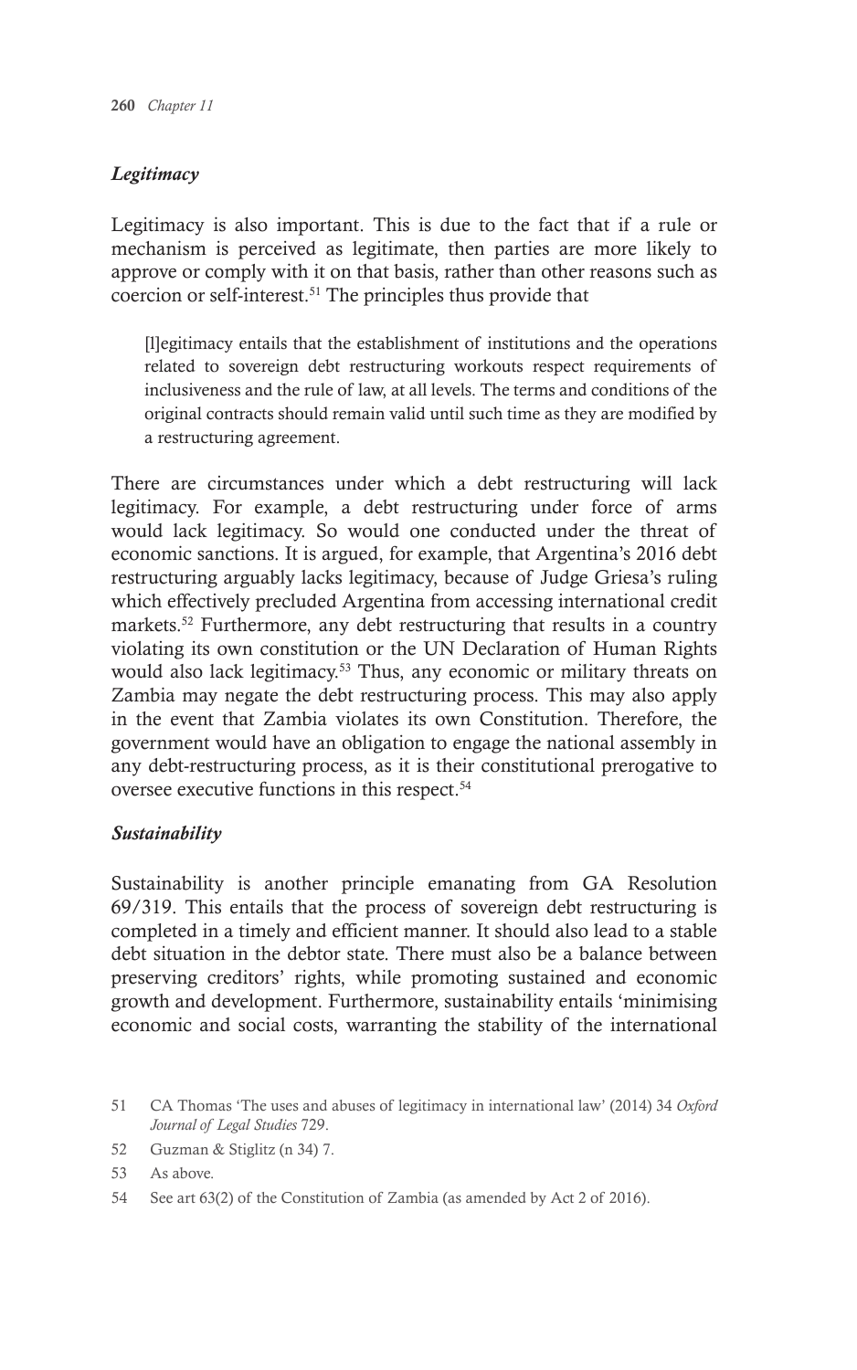### *Legitimacy*

Legitimacy is also important. This is due to the fact that if a rule or mechanism is perceived as legitimate, then parties are more likely to approve or comply with it on that basis, rather than other reasons such as coercion or self-interest.[51] The principles thus provide that

> [l]egitimacy entails that the establishment of institutions and the operations related to sovereign debt restructuring workouts respect requirements of inclusiveness and the rule of law, at all levels. The terms and conditions of the original contracts should remain valid until such time as they are modified by a restructuring agreement.

There are circumstances under which a debt restructuring will lack legitimacy. For example, a debt restructuring under force of arms would lack legitimacy. So would one conducted under the threat of economic sanctions. It is argued, for example, that Argentina's 2016 debt restructuring arguably lacks legitimacy, because of Judge Griesa's ruling which effectively precluded Argentina from accessing international credit markets.[52] Furthermore, any debt restructuring that results in a country violating its own constitution or the UN Declaration of Human Rights would also lack legitimacy.[53] Thus, any economic or military threats on Zambia may negate the debt restructuring process. This may also apply in the event that Zambia violates its own Constitution. Therefore, the government would have an obligation to engage the national assembly in any debt-restructuring process, as it is their constitutional prerogative to oversee executive functions in this respect.[54]

### *Sustainability*

Sustainability is another principle emanating from GA Resolution 69/319. This entails that the process of sovereign debt restructuring is completed in a timely and efficient manner. It should also lead to a stable debt situation in the debtor state. There must also be a balance between preserving creditors' rights, while promoting sustained and economic growth and development. Furthermore, sustainability entails 'minimising economic and social costs, warranting the stability of the international

---

51 CA Thomas 'The uses and abuses of legitimacy in international law' (2014) 34 *Oxford Journal of Legal Studies* 729.

52 Guzman & Stiglitz (n 34) 7.

53 As above.

54 See art 63(2) of the Constitution of Zambia (as amended by Act 2 of 2016).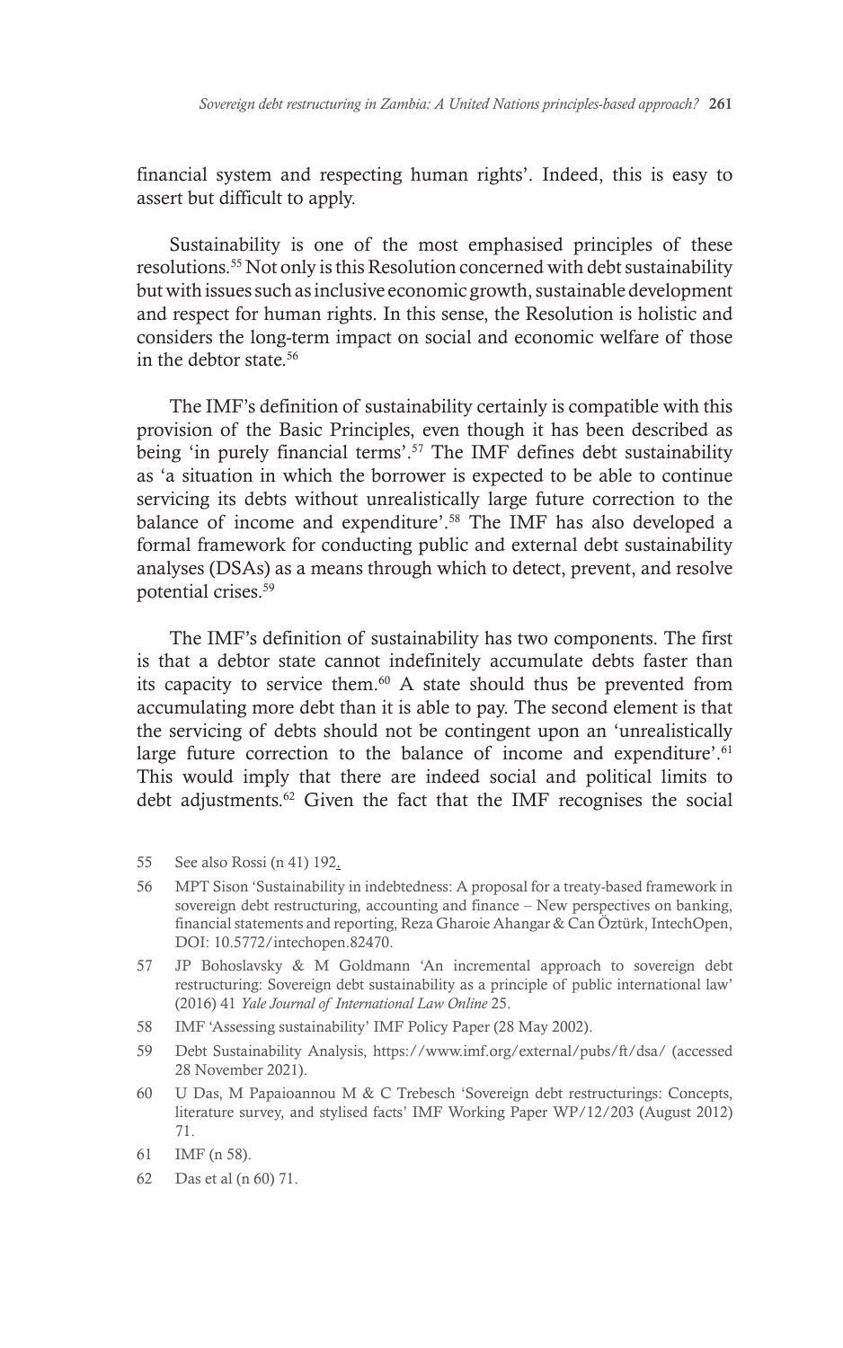financial system and respecting human rights'. Indeed, this is easy to assert but difficult to apply.

Sustainability is one of the most emphasised principles of these resolutions.[55] Not only is this Resolution concerned with debt sustainability but with issues such as inclusive economic growth, sustainable development and respect for human rights. In this sense, the Resolution is holistic and considers the long-term impact on social and economic welfare of those in the debtor state.[56]

The IMF's definition of sustainability certainly is compatible with this provision of the Basic Principles, even though it has been described as being 'in purely financial terms'.[57] The IMF defines debt sustainability as 'a situation in which the borrower is expected to be able to continue servicing its debts without unrealistically large future correction to the balance of income and expenditure'.[58] The IMF has also developed a formal framework for conducting public and external debt sustainability analyses (DSAs) as a means through which to detect, prevent, and resolve potential crises.[59]

The IMF's definition of sustainability has two components. The first is that a debtor state cannot indefinitely accumulate debts faster than its capacity to service them.[60] A state should thus be prevented from accumulating more debt than it is able to pay. The second element is that the servicing of debts should not be contingent upon an 'unrealistically large future correction to the balance of income and expenditure'.[61] This would imply that there are indeed social and political limits to debt adjustments.[62] Given the fact that the IMF recognises the social

---

55 See also Rossi (n 41) 192.

56 MPT Sison 'Sustainability in indebtedness: A proposal for a treaty-based framework in sovereign debt restructuring, accounting and finance – New perspectives on banking, financial statements and reporting, Reza Gharoie Ahangar & Can Öztürk, IntechOpen, DOI: 10.5772/intechopen.82470.

57 JP Bohoslavsky & M Goldmann 'An incremental approach to sovereign debt restructuring: Sovereign debt sustainability as a principle of public international law' (2016) 41 *Yale Journal of International Law Online* 25.

58 IMF 'Assessing sustainability' IMF Policy Paper (28 May 2002).

59 Debt Sustainability Analysis, https://www.imf.org/external/pubs/ft/dsa/ (accessed 28 November 2021).

60 U Das, M Papaioannou M & C Trebesch 'Sovereign debt restructurings: Concepts, literature survey, and stylised facts' IMF Working Paper WP/12/203 (August 2012) 71.

61 IMF (n 58).

62 Das et al (n 60) 71.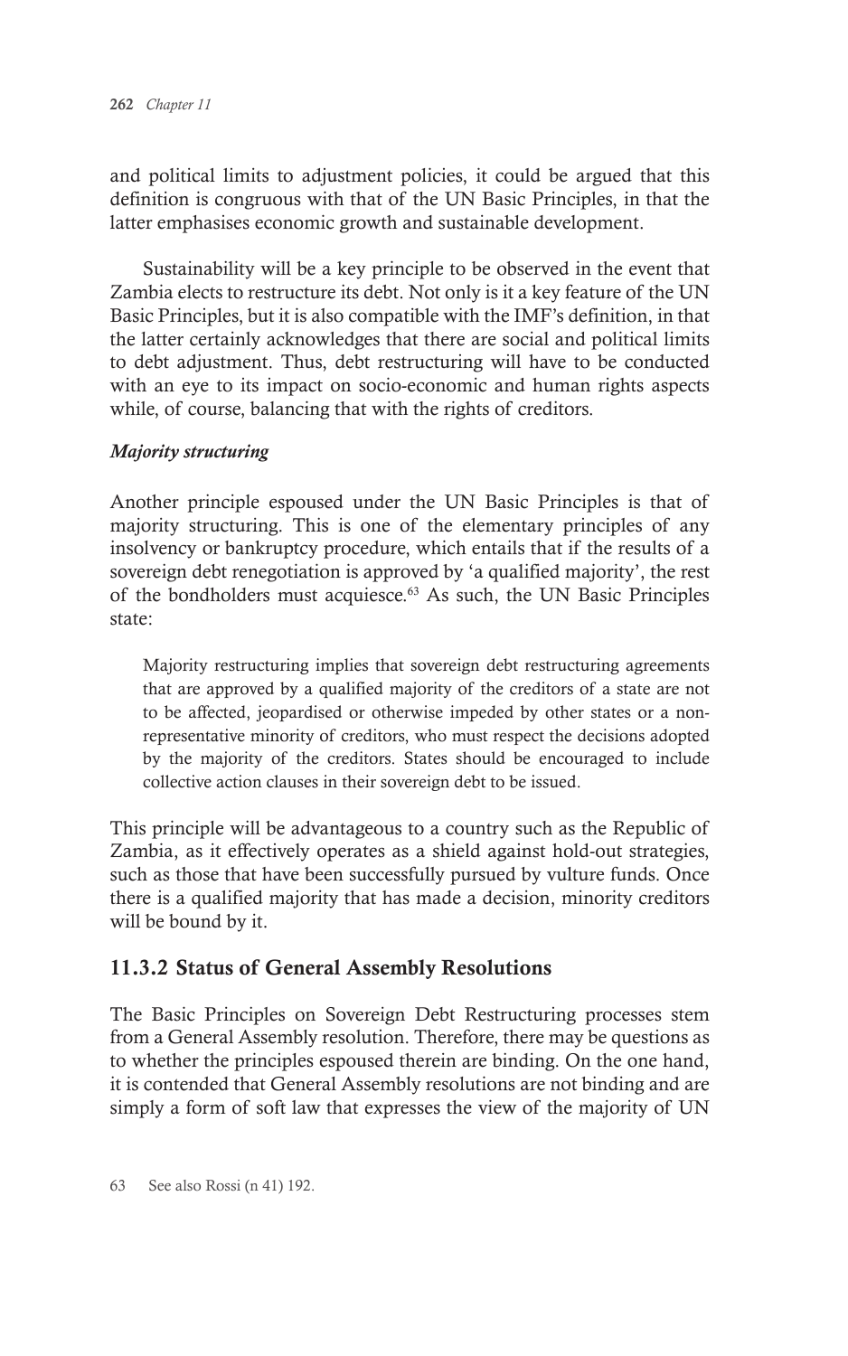and political limits to adjustment policies, it could be argued that this definition is congruous with that of the UN Basic Principles, in that the latter emphasises economic growth and sustainable development.

Sustainability will be a key principle to be observed in the event that Zambia elects to restructure its debt. Not only is it a key feature of the UN Basic Principles, but it is also compatible with the IMF's definition, in that the latter certainly acknowledges that there are social and political limits to debt adjustment. Thus, debt restructuring will have to be conducted with an eye to its impact on socio-economic and human rights aspects while, of course, balancing that with the rights of creditors.

#### *Majority structuring*

Another principle espoused under the UN Basic Principles is that of majority structuring. This is one of the elementary principles of any insolvency or bankruptcy procedure, which entails that if the results of a sovereign debt renegotiation is approved by 'a qualified majority', the rest of the bondholders must acquiesce.[63] As such, the UN Basic Principles state:

> Majority restructuring implies that sovereign debt restructuring agreements that are approved by a qualified majority of the creditors of a state are not to be affected, jeopardised or otherwise impeded by other states or a non-representative minority of creditors, who must respect the decisions adopted by the majority of the creditors. States should be encouraged to include collective action clauses in their sovereign debt to be issued.

This principle will be advantageous to a country such as the Republic of Zambia, as it effectively operates as a shield against hold-out strategies, such as those that have been successfully pursued by vulture funds. Once there is a qualified majority that has made a decision, minority creditors will be bound by it.

### 11.3.2 Status of General Assembly Resolutions

The Basic Principles on Sovereign Debt Restructuring processes stem from a General Assembly resolution. Therefore, there may be questions as to whether the principles espoused therein are binding. On the one hand, it is contended that General Assembly resolutions are not binding and are simply a form of soft law that expresses the view of the majority of UN

63 See also Rossi (n 41) 192.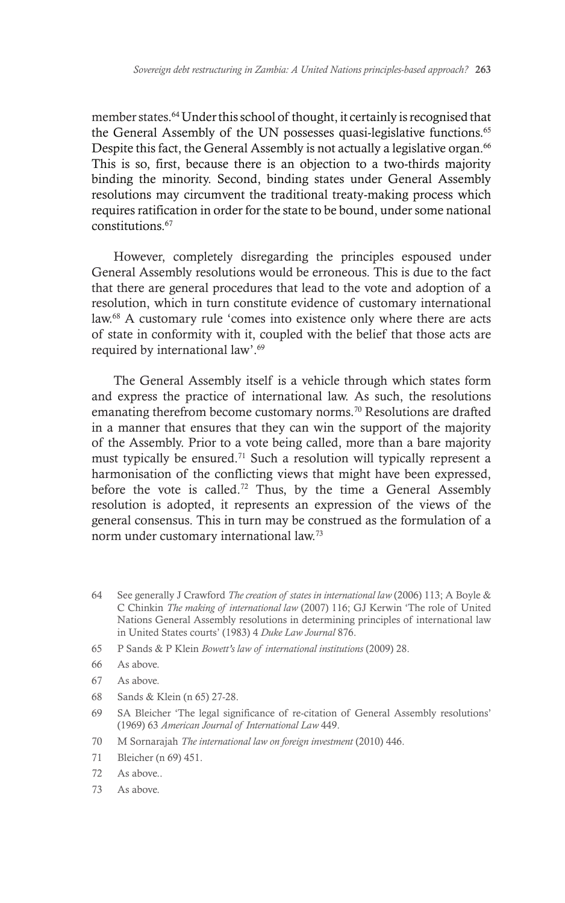member states.[64] Under this school of thought, it certainly is recognised that the General Assembly of the UN possesses quasi-legislative functions.[65] Despite this fact, the General Assembly is not actually a legislative organ.[66] This is so, first, because there is an objection to a two-thirds majority binding the minority. Second, binding states under General Assembly resolutions may circumvent the traditional treaty-making process which requires ratification in order for the state to be bound, under some national constitutions.[67]

However, completely disregarding the principles espoused under General Assembly resolutions would be erroneous. This is due to the fact that there are general procedures that lead to the vote and adoption of a resolution, which in turn constitute evidence of customary international law.[68] A customary rule 'comes into existence only where there are acts of state in conformity with it, coupled with the belief that those acts are required by international law'.[69]

The General Assembly itself is a vehicle through which states form and express the practice of international law. As such, the resolutions emanating therefrom become customary norms.[70] Resolutions are drafted in a manner that ensures that they can win the support of the majority of the Assembly. Prior to a vote being called, more than a bare majority must typically be ensured.[71] Such a resolution will typically represent a harmonisation of the conflicting views that might have been expressed, before the vote is called.[72] Thus, by the time a General Assembly resolution is adopted, it represents an expression of the views of the general consensus. This in turn may be construed as the formulation of a norm under customary international law.[73]

64 See generally J Crawford *The creation of states in international law* (2006) 113; A Boyle & C Chinkin *The making of international law* (2007) 116; GJ Kerwin 'The role of United Nations General Assembly resolutions in determining principles of international law in United States courts' (1983) 4 *Duke Law Journal* 876.

65 P Sands & P Klein *Bowett's law of international institutions* (2009) 28.

66 As above.

67 As above.

68 Sands & Klein (n 65) 27-28.

69 SA Bleicher 'The legal significance of re-citation of General Assembly resolutions' (1969) 63 *American Journal of International Law* 449.

70 M Sornarajah *The international law on foreign investment* (2010) 446.

71 Bleicher (n 69) 451.

72 As above..

73 As above.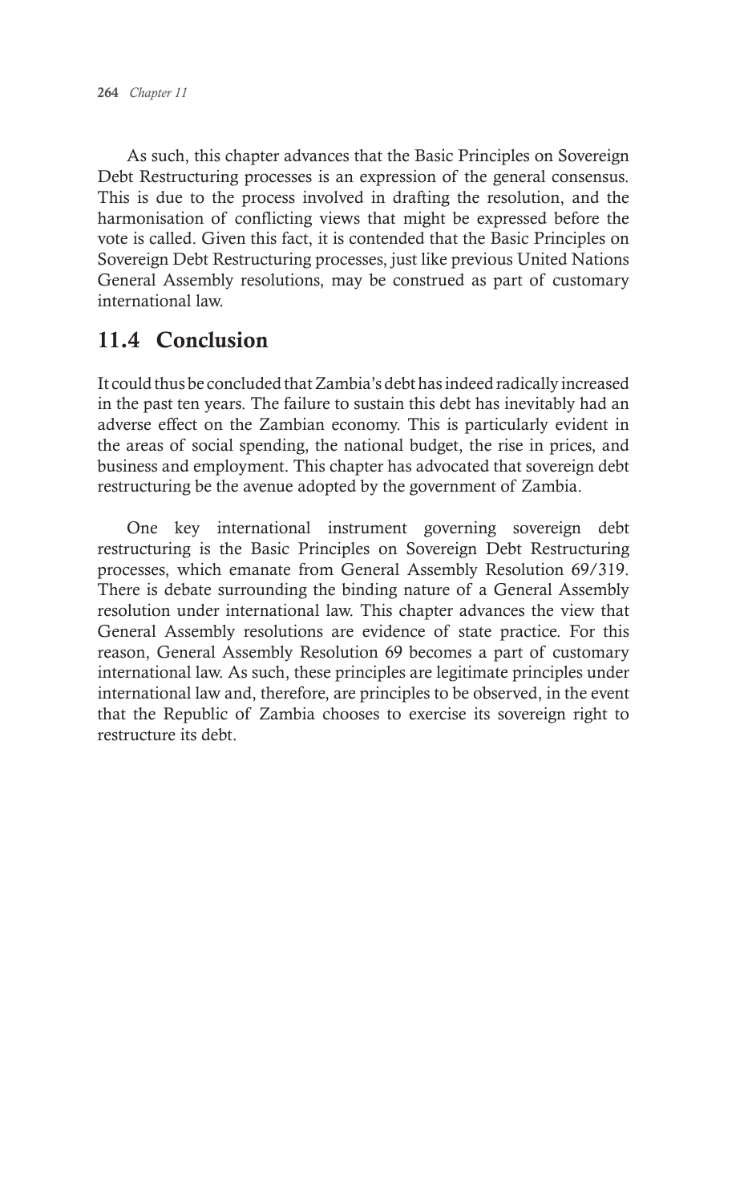As such, this chapter advances that the Basic Principles on Sovereign Debt Restructuring processes is an expression of the general consensus. This is due to the process involved in drafting the resolution, and the harmonisation of conflicting views that might be expressed before the vote is called. Given this fact, it is contended that the Basic Principles on Sovereign Debt Restructuring processes, just like previous United Nations General Assembly resolutions, may be construed as part of customary international law.

## 11.4 Conclusion

It could thus be concluded that Zambia's debt has indeed radically increased in the past ten years. The failure to sustain this debt has inevitably had an adverse effect on the Zambian economy. This is particularly evident in the areas of social spending, the national budget, the rise in prices, and business and employment. This chapter has advocated that sovereign debt restructuring be the avenue adopted by the government of Zambia.

One key international instrument governing sovereign debt restructuring is the Basic Principles on Sovereign Debt Restructuring processes, which emanate from General Assembly Resolution 69/319. There is debate surrounding the binding nature of a General Assembly resolution under international law. This chapter advances the view that General Assembly resolutions are evidence of state practice. For this reason, General Assembly Resolution 69 becomes a part of customary international law. As such, these principles are legitimate principles under international law and, therefore, are principles to be observed, in the event that the Republic of Zambia chooses to exercise its sovereign right to restructure its debt.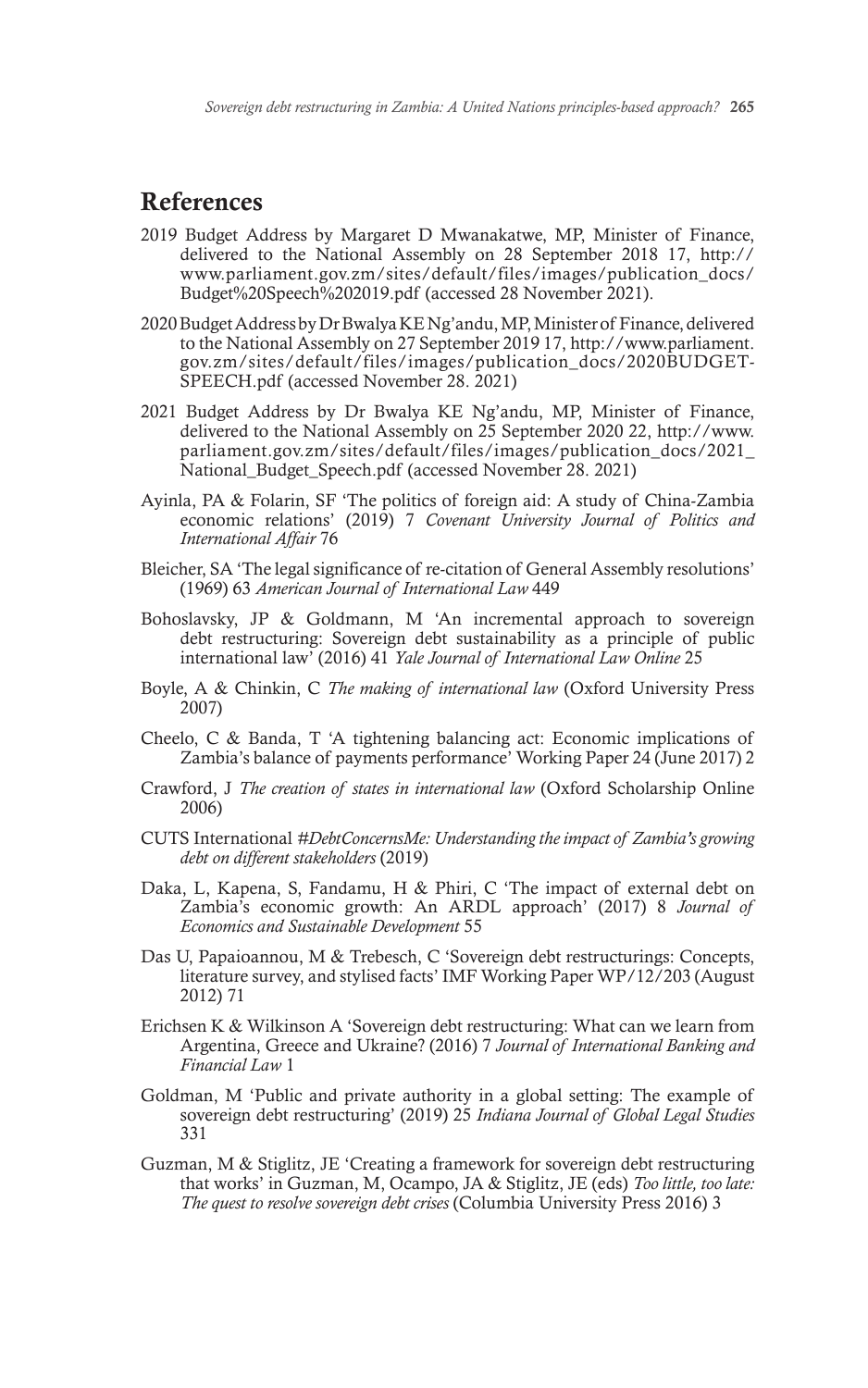## References

2019 Budget Address by Margaret D Mwanakatwe, MP, Minister of Finance, delivered to the National Assembly on 28 September 2018 17, http://www.parliament.gov.zm/sites/default/files/images/publication_docs/Budget%20Speech%202019.pdf (accessed 28 November 2021).

2020 Budget Address by Dr Bwalya KE Ng'andu, MP, Minister of Finance, delivered to the National Assembly on 27 September 2019 17, http://www.parliament.gov.zm/sites/default/files/images/publication_docs/2020BUDGET-SPEECH.pdf (accessed November 28. 2021)

2021 Budget Address by Dr Bwalya KE Ng'andu, MP, Minister of Finance, delivered to the National Assembly on 25 September 2020 22, http://www.parliament.gov.zm/sites/default/files/images/publication_docs/2021_National_Budget_Speech.pdf (accessed November 28. 2021)

Ayinla, PA & Folarin, SF 'The politics of foreign aid: A study of China-Zambia economic relations' (2019) 7 *Covenant University Journal of Politics and International Affair* 76

Bleicher, SA 'The legal significance of re-citation of General Assembly resolutions' (1969) 63 *American Journal of International Law* 449

Bohoslavsky, JP & Goldmann, M 'An incremental approach to sovereign debt restructuring: Sovereign debt sustainability as a principle of public international law' (2016) 41 *Yale Journal of International Law Online* 25

Boyle, A & Chinkin, C *The making of international law* (Oxford University Press 2007)

Cheelo, C & Banda, T 'A tightening balancing act: Economic implications of Zambia's balance of payments performance' Working Paper 24 (June 2017) 2

Crawford, J *The creation of states in international law* (Oxford Scholarship Online 2006)

CUTS International *#DebtConcernsMe: Understanding the impact of Zambia's growing debt on different stakeholders* (2019)

Daka, L, Kapena, S, Fandamu, H & Phiri, C 'The impact of external debt on Zambia's economic growth: An ARDL approach' (2017) 8 *Journal of Economics and Sustainable Development* 55

Das U, Papaioannou, M & Trebesch, C 'Sovereign debt restructurings: Concepts, literature survey, and stylised facts' IMF Working Paper WP/12/203 (August 2012) 71

Erichsen K & Wilkinson A 'Sovereign debt restructuring: What can we learn from Argentina, Greece and Ukraine? (2016) 7 *Journal of International Banking and Financial Law* 1

Goldman, M 'Public and private authority in a global setting: The example of sovereign debt restructuring' (2019) 25 *Indiana Journal of Global Legal Studies* 331

Guzman, M & Stiglitz, JE 'Creating a framework for sovereign debt restructuring that works' in Guzman, M, Ocampo, JA & Stiglitz, JE (eds) *Too little, too late: The quest to resolve sovereign debt crises* (Columbia University Press 2016) 3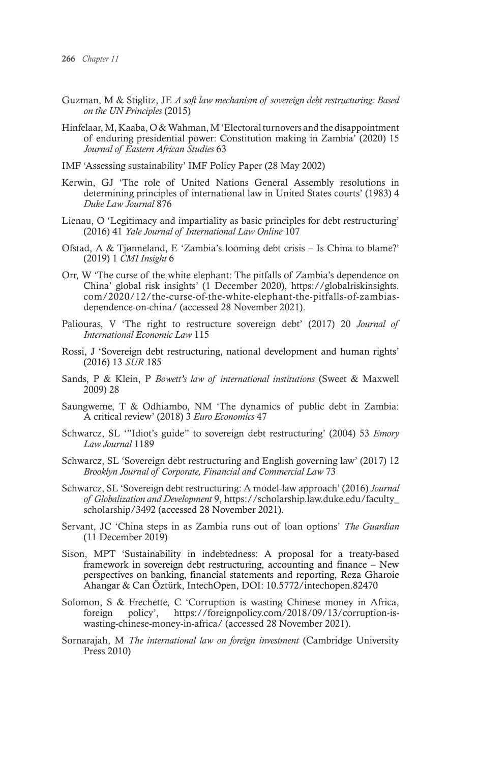Guzman, M & Stiglitz, JE *A soft law mechanism of sovereign debt restructuring: Based on the UN Principles* (2015)

Hinfelaar, M, Kaaba, O & Wahman, M 'Electoral turnovers and the disappointment of enduring presidential power: Constitution making in Zambia' (2020) 15 *Journal of Eastern African Studies* 63

IMF 'Assessing sustainability' IMF Policy Paper (28 May 2002)

Kerwin, GJ 'The role of United Nations General Assembly resolutions in determining principles of international law in United States courts' (1983) 4 *Duke Law Journal* 876

Lienau, O 'Legitimacy and impartiality as basic principles for debt restructuring' (2016) 41 *Yale Journal of International Law Online* 107

Ofstad, A & Tjønneland, E 'Zambia's looming debt crisis – Is China to blame?' (2019) 1 *CMI Insight* 6

Orr, W 'The curse of the white elephant: The pitfalls of Zambia's dependence on China' global risk insights' (1 December 2020), https://globalriskinsights.com/2020/12/the-curse-of-the-white-elephant-the-pitfalls-of-zambias-dependence-on-china/ (accessed 28 November 2021).

Paliouras, V 'The right to restructure sovereign debt' (2017) 20 *Journal of International Economic Law* 115

Rossi, J 'Sovereign debt restructuring, national development and human rights' (2016) 13 *SUR* 185

Sands, P & Klein, P *Bowett's law of international institutions* (Sweet & Maxwell 2009) 28

Saungweme, T & Odhiambo, NM 'The dynamics of public debt in Zambia: A critical review' (2018) 3 *Euro Economics* 47

Schwarcz, SL '"Idiot's guide" to sovereign debt restructuring' (2004) 53 *Emory Law Journal* 1189

Schwarcz, SL 'Sovereign debt restructuring and English governing law' (2017) 12 *Brooklyn Journal of Corporate, Financial and Commercial Law* 73

Schwarcz, SL 'Sovereign debt restructuring: A model-law approach' (2016) *Journal of Globalization and Development* 9, https://scholarship.law.duke.edu/faculty_scholarship/3492 (accessed 28 November 2021).

Servant, JC 'China steps in as Zambia runs out of loan options' *The Guardian* (11 December 2019)

Sison, MPT 'Sustainability in indebtedness: A proposal for a treaty-based framework in sovereign debt restructuring, accounting and finance – New perspectives on banking, financial statements and reporting, Reza Gharoie Ahangar & Can Öztürk, IntechOpen, DOI: 10.5772/intechopen.82470

Solomon, S & Frechette, C 'Corruption is wasting Chinese money in Africa, foreign policy', https://foreignpolicy.com/2018/09/13/corruption-is-wasting-chinese-money-in-africa/ (accessed 28 November 2021).

Sornarajah, M *The international law on foreign investment* (Cambridge University Press 2010)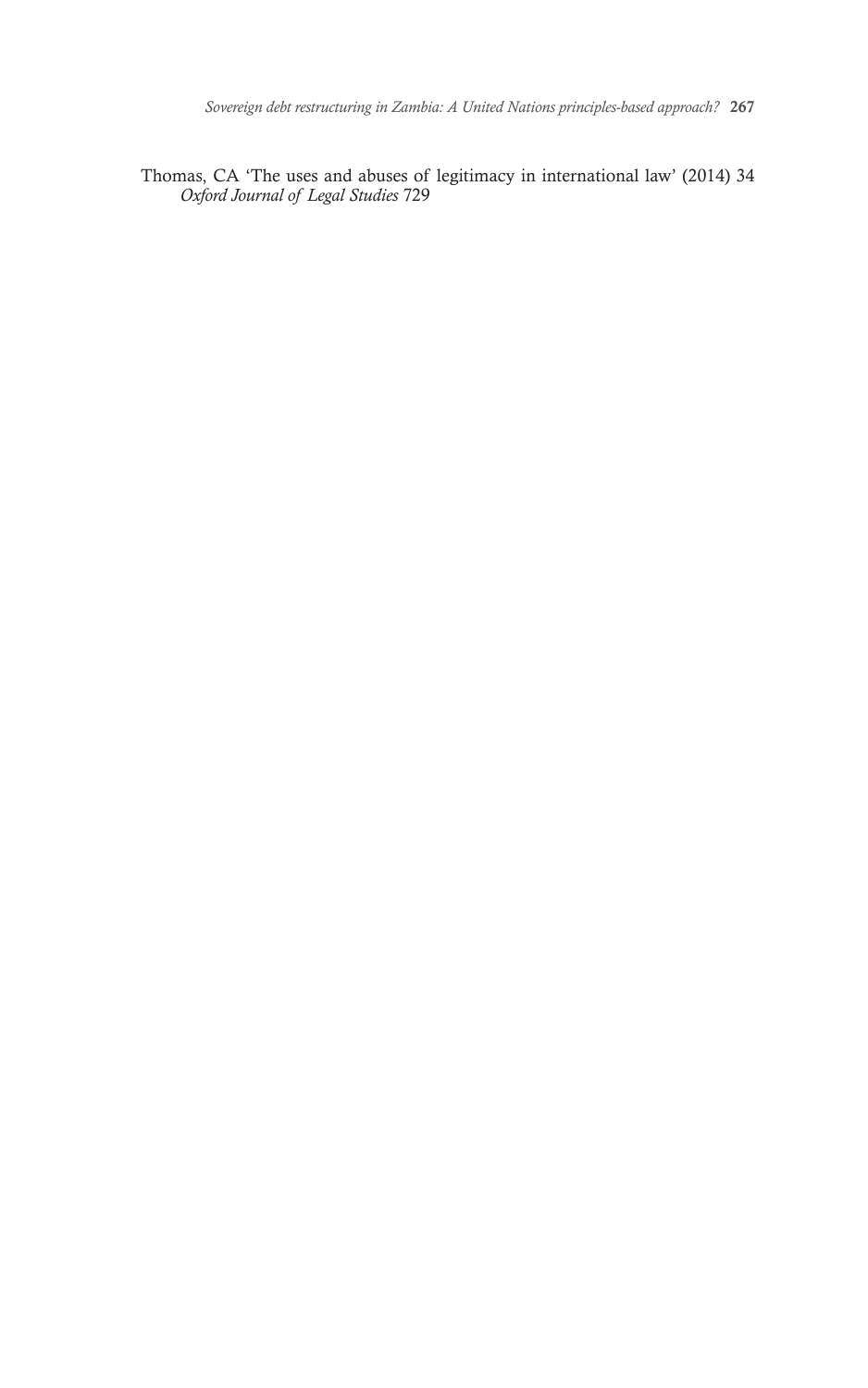Thomas, CA 'The uses and abuses of legitimacy in international law' (2014) 34 *Oxford Journal of Legal Studies* 729